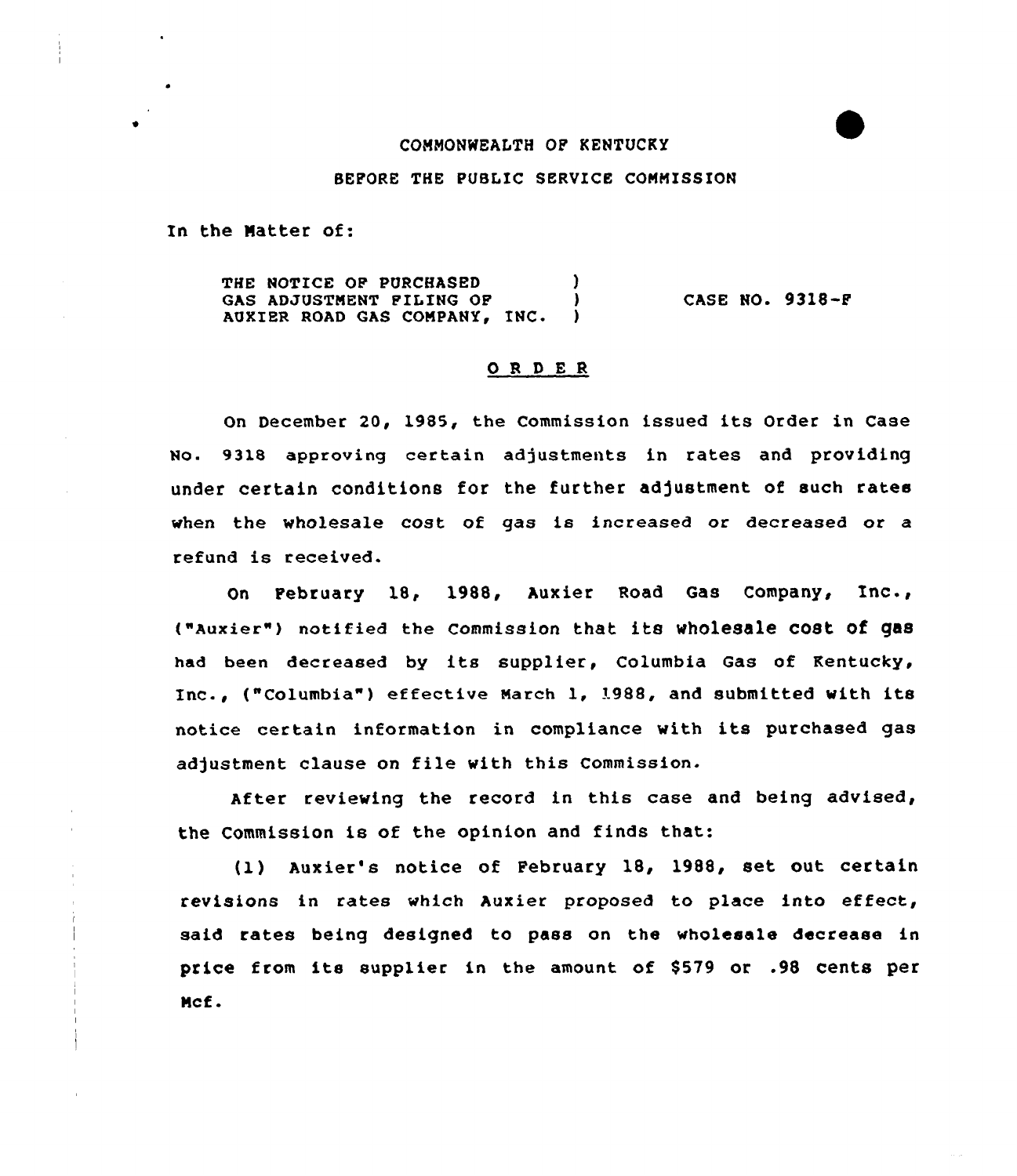COMMONWEALTH OF KENTUCKY

BEFORE THE PUBLIC SERVICE COMMISSION

In the Matter of:

THE NOTICE OF PURCHASED GAS ADJUSTMENT FILING OF AUXIER ROAD GAS COMPANY, INC. ) CASE NO. 9318-F

## ORDER

On December 20, 1985, the Commission issued its Order in Case No. 9318 approving certain adjustments in rates and providing under certain conditions for the further adjustment of such rates when the wholesale cost of gas is increased or decreased or a refund is received.

On February 18, 1988, Auxier Road Gas Company, Inc., ("Auxier") notified the Commission that its wholesale cost of gas had been decreased by its supplier, Columbia Gas of Kentucky, Inc., ("Columbia") effective March 1, 1988, and submitted with its notice certain information in compliance with its purchased gas adjustment clause on file with this Commission.

After reviewing the record in this case and being advised, the Commission is of the opinion and finds that:

(1) Auxier's notice of February 18, 1988, set out certain revisions in rates which Auxier proposed to place into effect, said rates being designed to pass on the wholesale decrease in price from its supplier in the amount of $579 or .98 cents per Mcf.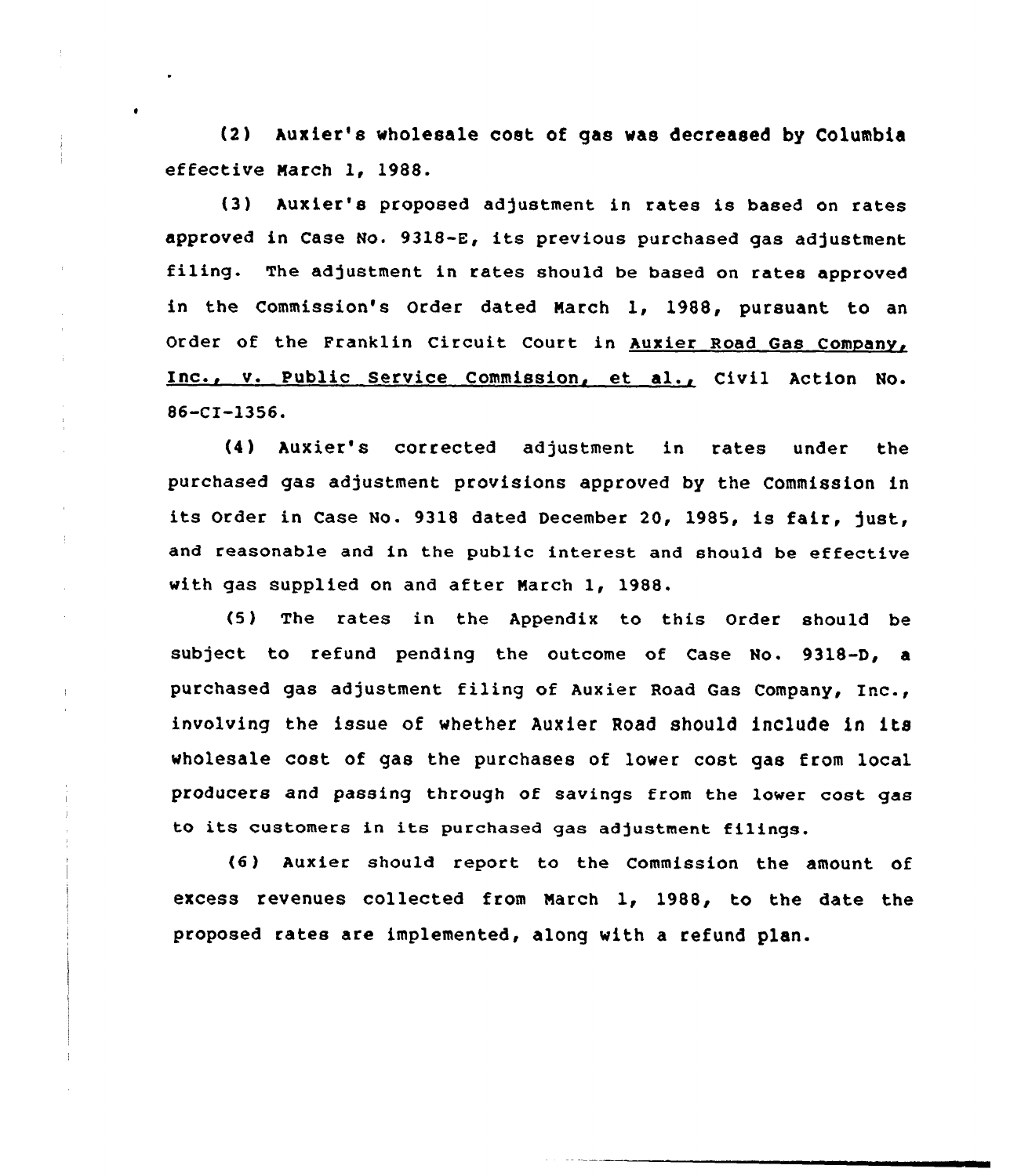(2) Auxier's wholesale cost of gas was decreased by Columbia effective March 1, 1988.

(3) Auxier's proposed adjustment in rates is based on rates approved in Case No. 9318-E, its previous purchased gas adjustment filing. The adjustment in rates should be based on rates approved in the Commission's Order dated March 1, 1988, pursuant to an Order of the Franklin Circuit Court in Auxier Road Gas Company, Inc., v. Public Service Commission, et al., Civil Action No. 86-CI-1356.

(4) Auxier's corrected adjustment in rates under the purchased gas adjustment provisions approved by the Commission in its Order in Case No. 9318 dated December 20, 1985, is fair, just, and reasonable and in the public interest and should be effective with gas supplied on and after March 1, 1988.

(5) The rates in the Appendix to this Order should be subject to refund pending the outcome of Case No. 9318-D, a purchased gas adjustment filing of Auxier Road Gas Company, Inc., involving the issue of whether Auxier Road should include in its wholesale cost of gas the purchases of lower cost gas from local producers and passing through of savings from the lower cost gas to its customers in its purchased gas adjustment filings.

(6) Auxier should report to the Commission the amount of excess revenues collected from March 1, 1988, to the date the proposed rates are implemented, along with a refund plan.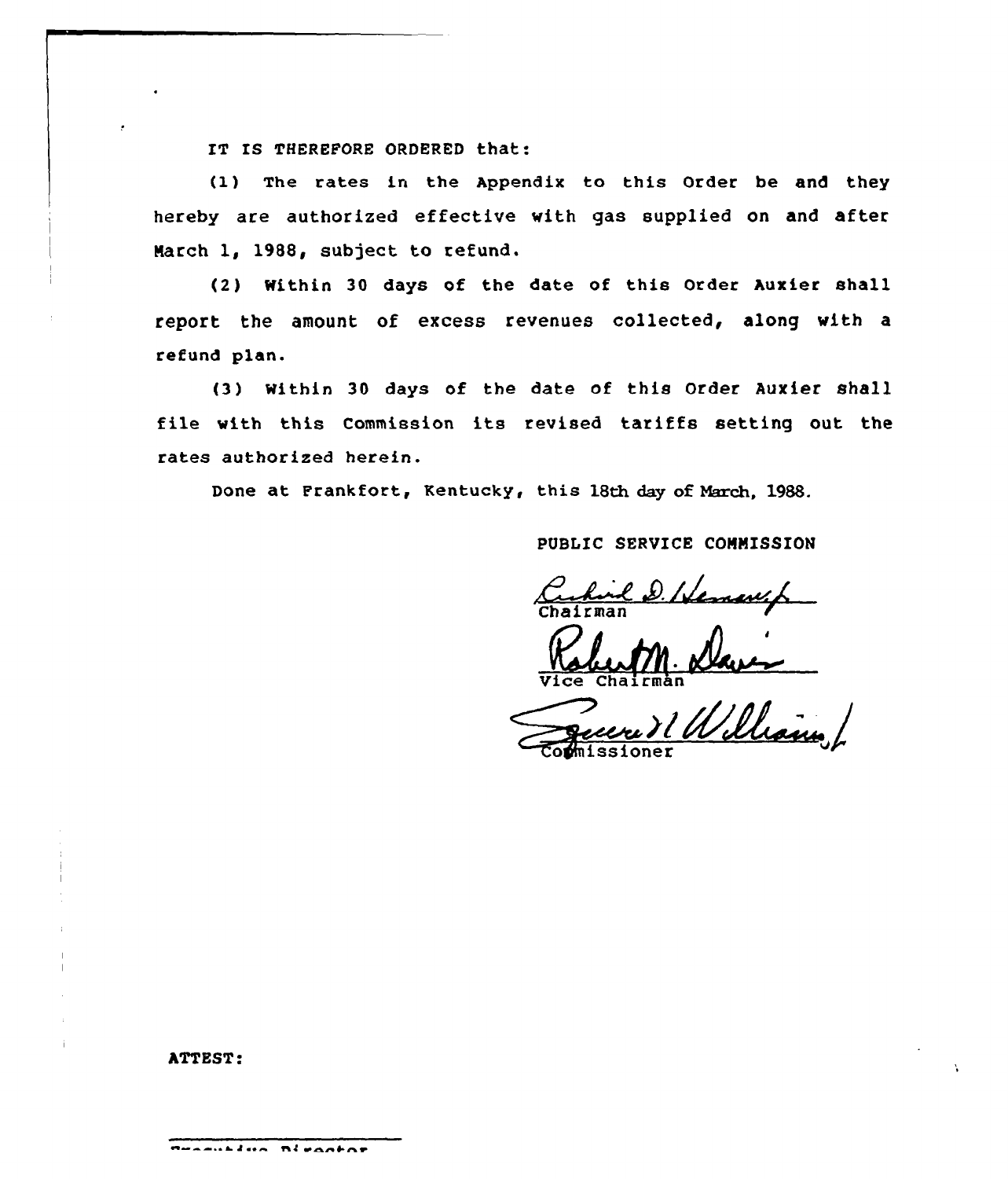IT IS THEREFORE ORDERED that:

(1) The rates in the Appendix to this Order be and they hereby are authorized effective with gas supplied on and after March 1, 1988, subject to refund.

(2) Within 30 days of the date of this Order Auxier shall report the amount of excess revenues collected, along with a refund plan.

(3) Within 30 days of the date of this Order Auxier shall file with this Commission its revised tariffs setting out the rates authorized herein.

Done at Frankfort, Kentucky, this 18th day of March, 1988.

PUBLIC SERVICE COMMISSION

Chairman

Vice Chairman

Commissioner

ATTEST:

Executive Director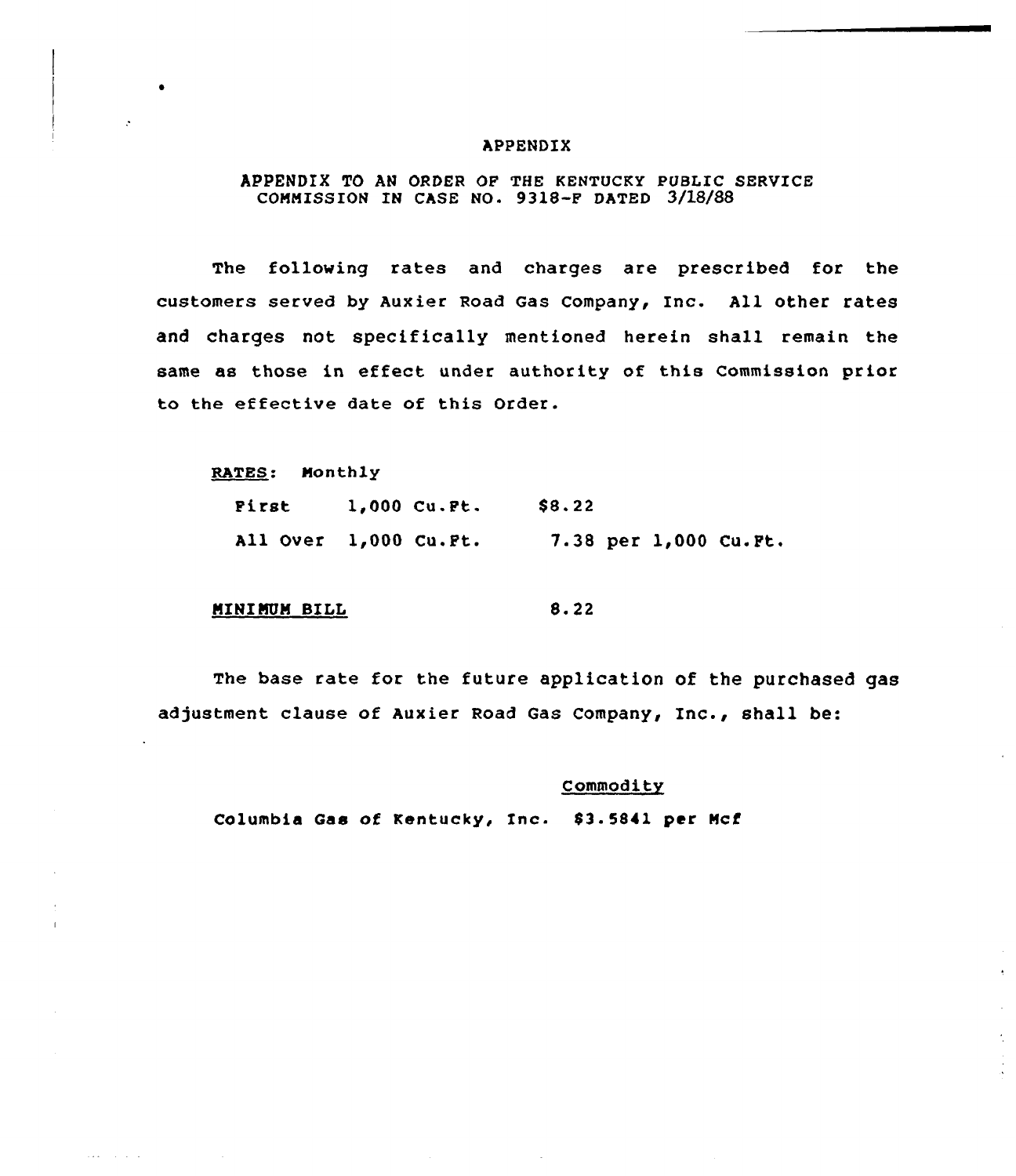# APPENDIX

APPENDIX TO AN ORDER OF THE KENTUCKY PUBLIC SERVICE COMMISSION IN CASE NO. 9318-F DATED 3/18/88

The following rates and charges are prescribed for the customers served by Auxier Road Gas Company, Inc. All other rates and charges not specifically mentioned herein shall remain the same as those in effect under authority of this Commission prior to the effective date of this Order.

<u>RATES</u>: Monthly

| | | |
|---|---|---|
| First | 1,000 Cu.Ft. | $8.22 |
| All Over | 1,000 Cu.Ft. | 7.38 per 1,000 Cu.Ft. |

<u>MINIMUM BILL</u> 8.22

The base rate for the future application of the purchased gas adjustment clause of Auxier Road Gas Company, Inc., shall be:

| | Commodity |
|---|---|
| Columbia Gas of Kentucky, Inc. | $3.5841 per Mcf |